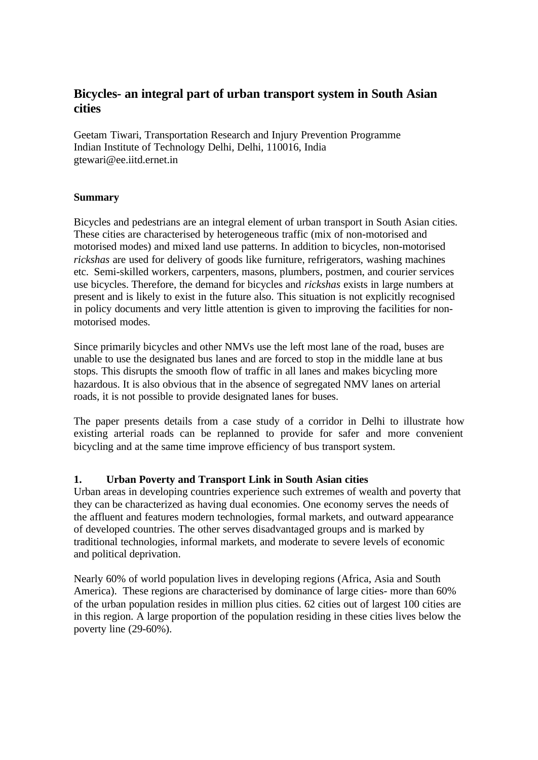# Bicycles- an integral part of urban transport system in South Asian cities

Geetam Tiwari, Transportation Research and Injury Prevention Programme
Indian Institute of Technology Delhi, Delhi, 110016, India
gtewari@ee.iitd.ernet.in

## Summary

Bicycles and pedestrians are an integral element of urban transport in South Asian cities. These cities are characterised by heterogeneous traffic (mix of non-motorised and motorised modes) and mixed land use patterns. In addition to bicycles, non-motorised *rickshas* are used for delivery of goods like furniture, refrigerators, washing machines etc. Semi-skilled workers, carpenters, masons, plumbers, postmen, and courier services use bicycles. Therefore, the demand for bicycles and *rickshas* exists in large numbers at present and is likely to exist in the future also. This situation is not explicitly recognised in policy documents and very little attention is given to improving the facilities for non-motorised modes.

Since primarily bicycles and other NMVs use the left most lane of the road, buses are unable to use the designated bus lanes and are forced to stop in the middle lane at bus stops. This disrupts the smooth flow of traffic in all lanes and makes bicycling more hazardous. It is also obvious that in the absence of segregated NMV lanes on arterial roads, it is not possible to provide designated lanes for buses.

The paper presents details from a case study of a corridor in Delhi to illustrate how existing arterial roads can be replanned to provide for safer and more convenient bicycling and at the same time improve efficiency of bus transport system.

## 1. Urban Poverty and Transport Link in South Asian cities

Urban areas in developing countries experience such extremes of wealth and poverty that they can be characterized as having dual economies. One economy serves the needs of the affluent and features modern technologies, formal markets, and outward appearance of developed countries. The other serves disadvantaged groups and is marked by traditional technologies, informal markets, and moderate to severe levels of economic and political deprivation.

Nearly 60% of world population lives in developing regions (Africa, Asia and South America). These regions are characterised by dominance of large cities- more than 60% of the urban population resides in million plus cities. 62 cities out of largest 100 cities are in this region. A large proportion of the population residing in these cities lives below the poverty line (29-60%).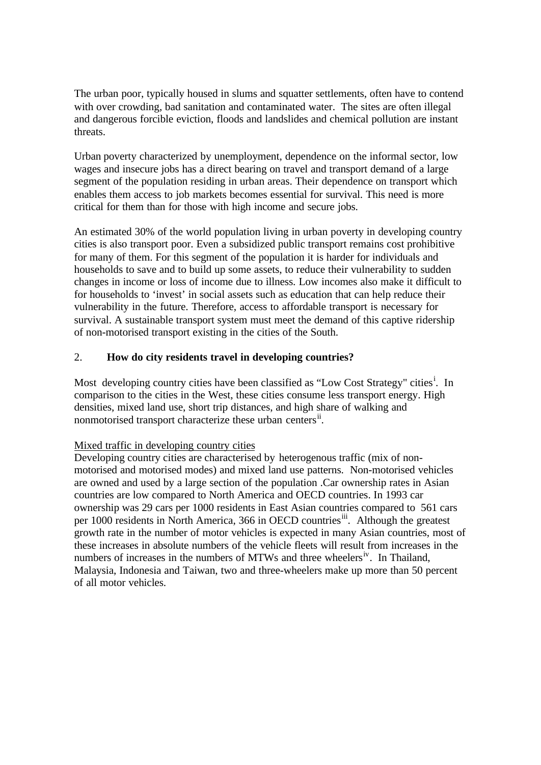The urban poor, typically housed in slums and squatter settlements, often have to contend with over crowding, bad sanitation and contaminated water. The sites are often illegal and dangerous forcible eviction, floods and landslides and chemical pollution are instant threats.

Urban poverty characterized by unemployment, dependence on the informal sector, low wages and insecure jobs has a direct bearing on travel and transport demand of a large segment of the population residing in urban areas. Their dependence on transport which enables them access to job markets becomes essential for survival. This need is more critical for them than for those with high income and secure jobs.

An estimated 30% of the world population living in urban poverty in developing country cities is also transport poor. Even a subsidized public transport remains cost prohibitive for many of them. For this segment of the population it is harder for individuals and households to save and to build up some assets, to reduce their vulnerability to sudden changes in income or loss of income due to illness. Low incomes also make it difficult to for households to 'invest' in social assets such as education that can help reduce their vulnerability in the future. Therefore, access to affordable transport is necessary for survival. A sustainable transport system must meet the demand of this captive ridership of non-motorised transport existing in the cities of the South.

## 2. How do city residents travel in developing countries?

Most developing country cities have been classified as "Low Cost Strategy" cities[i]. In comparison to the cities in the West, these cities consume less transport energy. High densities, mixed land use, short trip distances, and high share of walking and nonmotorised transport characterize these urban centers[ii].

Mixed traffic in developing country cities

Developing country cities are characterised by heterogenous traffic (mix of non-motorised and motorised modes) and mixed land use patterns. Non-motorised vehicles are owned and used by a large section of the population .Car ownership rates in Asian countries are low compared to North America and OECD countries. In 1993 car ownership was 29 cars per 1000 residents in East Asian countries compared to 561 cars per 1000 residents in North America, 366 in OECD countries[iii]. Although the greatest growth rate in the number of motor vehicles is expected in many Asian countries, most of these increases in absolute numbers of the vehicle fleets will result from increases in the numbers of increases in the numbers of MTWs and three wheelers[iv]. In Thailand, Malaysia, Indonesia and Taiwan, two and three-wheelers make up more than 50 percent of all motor vehicles.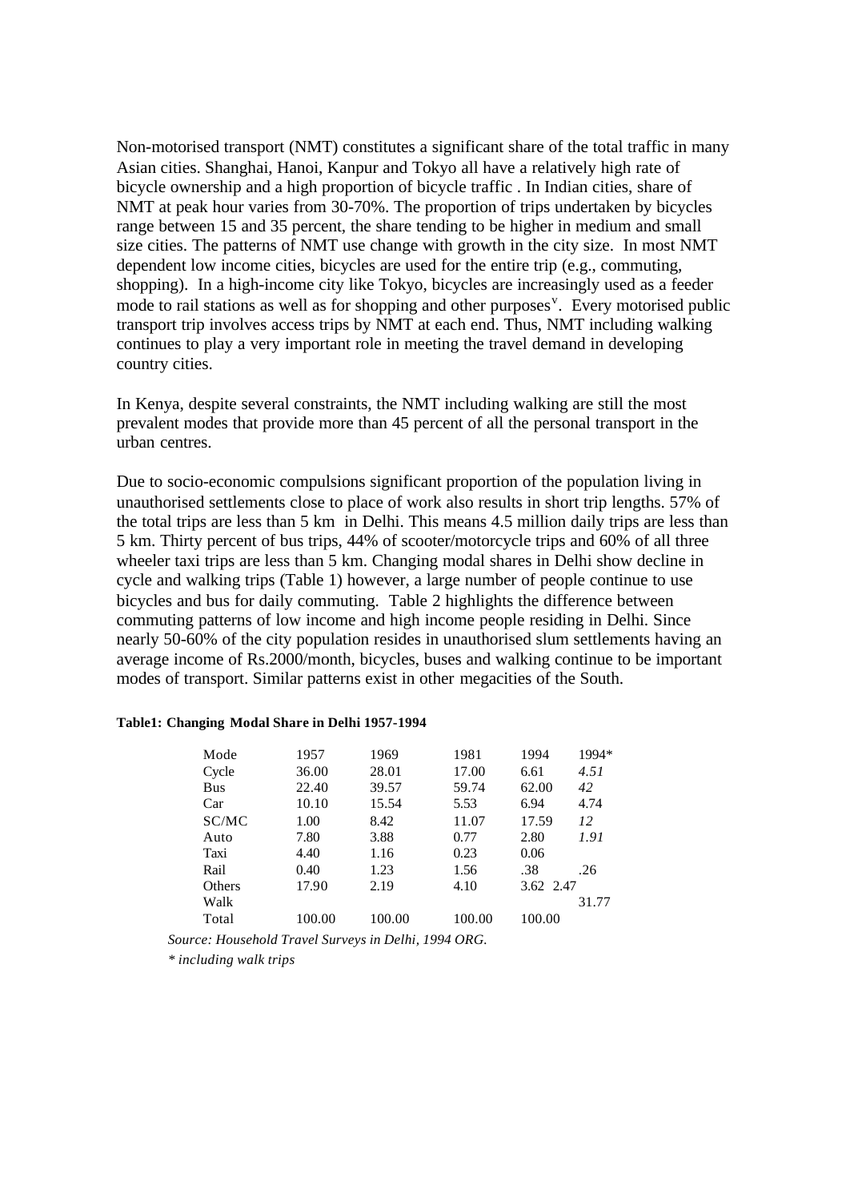Non-motorised transport (NMT) constitutes a significant share of the total traffic in many Asian cities. Shanghai, Hanoi, Kanpur and Tokyo all have a relatively high rate of bicycle ownership and a high proportion of bicycle traffic . In Indian cities, share of NMT at peak hour varies from 30-70%. The proportion of trips undertaken by bicycles range between 15 and 35 percent, the share tending to be higher in medium and small size cities. The patterns of NMT use change with growth in the city size. In most NMT dependent low income cities, bicycles are used for the entire trip (e.g., commuting, shopping). In a high-income city like Tokyo, bicycles are increasingly used as a feeder mode to rail stations as well as for shopping and other purposes[v]. Every motorised public transport trip involves access trips by NMT at each end. Thus, NMT including walking continues to play a very important role in meeting the travel demand in developing country cities.

In Kenya, despite several constraints, the NMT including walking are still the most prevalent modes that provide more than 45 percent of all the personal transport in the urban centres.

Due to socio-economic compulsions significant proportion of the population living in unauthorised settlements close to place of work also results in short trip lengths. 57% of the total trips are less than 5 km in Delhi. This means 4.5 million daily trips are less than 5 km. Thirty percent of bus trips, 44% of scooter/motorcycle trips and 60% of all three wheeler taxi trips are less than 5 km. Changing modal shares in Delhi show decline in cycle and walking trips (Table 1) however, a large number of people continue to use bicycles and bus for daily commuting. Table 2 highlights the difference between commuting patterns of low income and high income people residing in Delhi. Since nearly 50-60% of the city population resides in unauthorised slum settlements having an average income of Rs.2000/month, bicycles, buses and walking continue to be important modes of transport. Similar patterns exist in other megacities of the South.

**Table1: Changing Modal Share in Delhi 1957-1994**

| Mode | 1957 | 1969 | 1981 | 1994 | 1994* |
|---|---|---|---|---|---|
| Cycle | 36.00 | 28.01 | 17.00 | 6.61 | *4.51* |
| Bus | 22.40 | 39.57 | 59.74 | 62.00 | *42* |
| Car | 10.10 | 15.54 | 5.53 | 6.94 | 4.74 |
| SC/MC | 1.00 | 8.42 | 11.07 | 17.59 | *12* |
| Auto | 7.80 | 3.88 | 0.77 | 2.80 | *1.91* |
| Taxi | 4.40 | 1.16 | 0.23 | 0.06 | |
| Rail | 0.40 | 1.23 | 1.56 | .38 | .26 |
| Others | 17.90 | 2.19 | 4.10 | 3.62 | 2.47 |
| Walk | | | | | 31.77 |
| Total | 100.00 | 100.00 | 100.00 | 100.00 | |

*Source: Household Travel Surveys in Delhi, 1994 ORG.*

*\* including walk trips*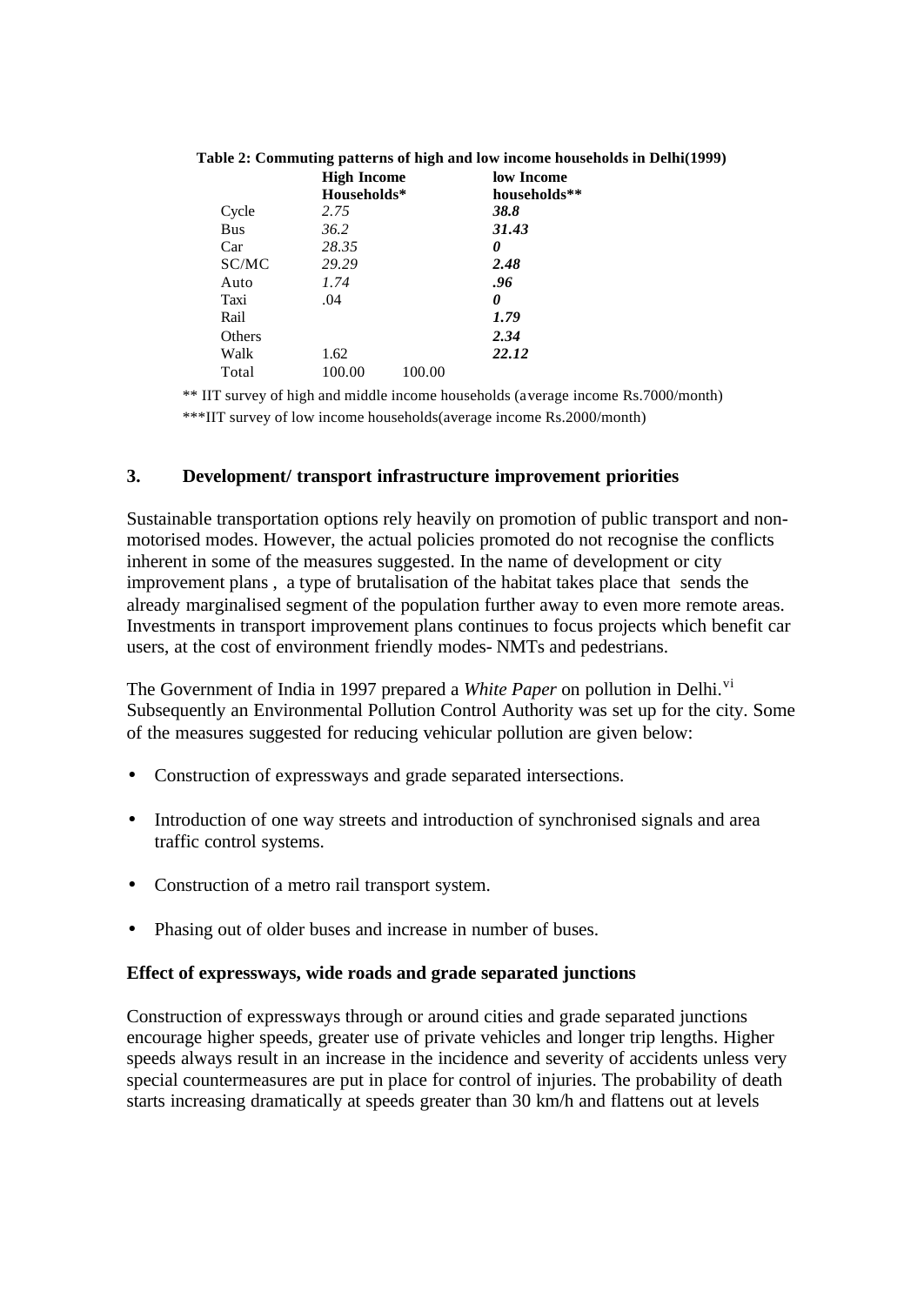**Table 2: Commuting patterns of high and low income households in Delhi(1999)**

| | High Income Households* | low Income households** |
|---|---|---|
| Cycle | *2.75* | ***38.8*** |
| Bus | *36.2* | ***31.43*** |
| Car | *28.35* | ***0*** |
| SC/MC | *29.29* | ***2.48*** |
| Auto | *1.74* | ***.96*** |
| Taxi | .04 | ***0*** |
| Rail | | ***1.79*** |
| Others | | ***2.34*** |
| Walk | 1.62 | ***22.12*** |
| Total | 100.00 | 100.00 |

** IIT survey of high and middle income households (average income Rs.7000/month)

***IIT survey of low income households(average income Rs.2000/month)

## 3. Development/ transport infrastructure improvement priorities

Sustainable transportation options rely heavily on promotion of public transport and non-motorised modes. However, the actual policies promoted do not recognise the conflicts inherent in some of the measures suggested. In the name of development or city improvement plans , a type of brutalisation of the habitat takes place that sends the already marginalised segment of the population further away to even more remote areas. Investments in transport improvement plans continues to focus projects which benefit car users, at the cost of environment friendly modes- NMTs and pedestrians.

The Government of India in 1997 prepared a *White Paper* on pollution in Delhi.[vi] Subsequently an Environmental Pollution Control Authority was set up for the city. Some of the measures suggested for reducing vehicular pollution are given below:

- Construction of expressways and grade separated intersections.
- Introduction of one way streets and introduction of synchronised signals and area traffic control systems.
- Construction of a metro rail transport system.
- Phasing out of older buses and increase in number of buses.

**Effect of expressways, wide roads and grade separated junctions**

Construction of expressways through or around cities and grade separated junctions encourage higher speeds, greater use of private vehicles and longer trip lengths. Higher speeds always result in an increase in the incidence and severity of accidents unless very special countermeasures are put in place for control of injuries. The probability of death starts increasing dramatically at speeds greater than 30 km/h and flattens out at levels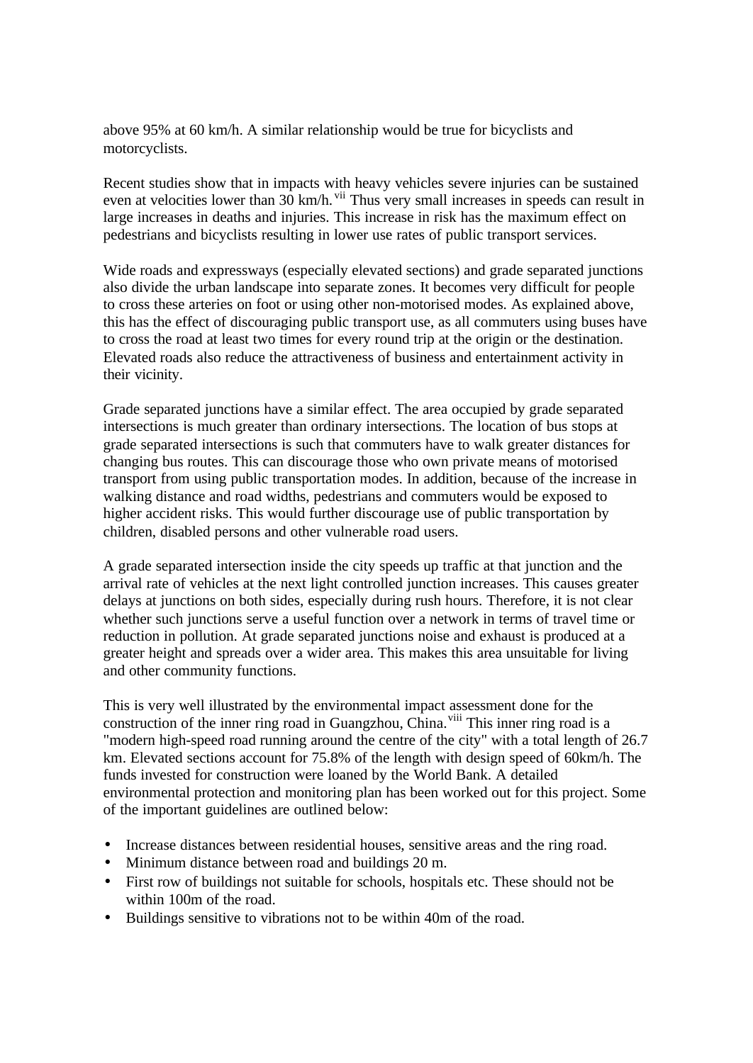above 95% at 60 km/h. A similar relationship would be true for bicyclists and motorcyclists.

Recent studies show that in impacts with heavy vehicles severe injuries can be sustained even at velocities lower than 30 km/h.[vii] Thus very small increases in speeds can result in large increases in deaths and injuries. This increase in risk has the maximum effect on pedestrians and bicyclists resulting in lower use rates of public transport services.

Wide roads and expressways (especially elevated sections) and grade separated junctions also divide the urban landscape into separate zones. It becomes very difficult for people to cross these arteries on foot or using other non-motorised modes. As explained above, this has the effect of discouraging public transport use, as all commuters using buses have to cross the road at least two times for every round trip at the origin or the destination. Elevated roads also reduce the attractiveness of business and entertainment activity in their vicinity.

Grade separated junctions have a similar effect. The area occupied by grade separated intersections is much greater than ordinary intersections. The location of bus stops at grade separated intersections is such that commuters have to walk greater distances for changing bus routes. This can discourage those who own private means of motorised transport from using public transportation modes. In addition, because of the increase in walking distance and road widths, pedestrians and commuters would be exposed to higher accident risks. This would further discourage use of public transportation by children, disabled persons and other vulnerable road users.

A grade separated intersection inside the city speeds up traffic at that junction and the arrival rate of vehicles at the next light controlled junction increases. This causes greater delays at junctions on both sides, especially during rush hours. Therefore, it is not clear whether such junctions serve a useful function over a network in terms of travel time or reduction in pollution. At grade separated junctions noise and exhaust is produced at a greater height and spreads over a wider area. This makes this area unsuitable for living and other community functions.

This is very well illustrated by the environmental impact assessment done for the construction of the inner ring road in Guangzhou, China.[viii] This inner ring road is a "modern high-speed road running around the centre of the city" with a total length of 26.7 km. Elevated sections account for 75.8% of the length with design speed of 60km/h. The funds invested for construction were loaned by the World Bank. A detailed environmental protection and monitoring plan has been worked out for this project. Some of the important guidelines are outlined below:

- Increase distances between residential houses, sensitive areas and the ring road.
- Minimum distance between road and buildings 20 m.
- First row of buildings not suitable for schools, hospitals etc. These should not be within 100m of the road.
- Buildings sensitive to vibrations not to be within 40m of the road.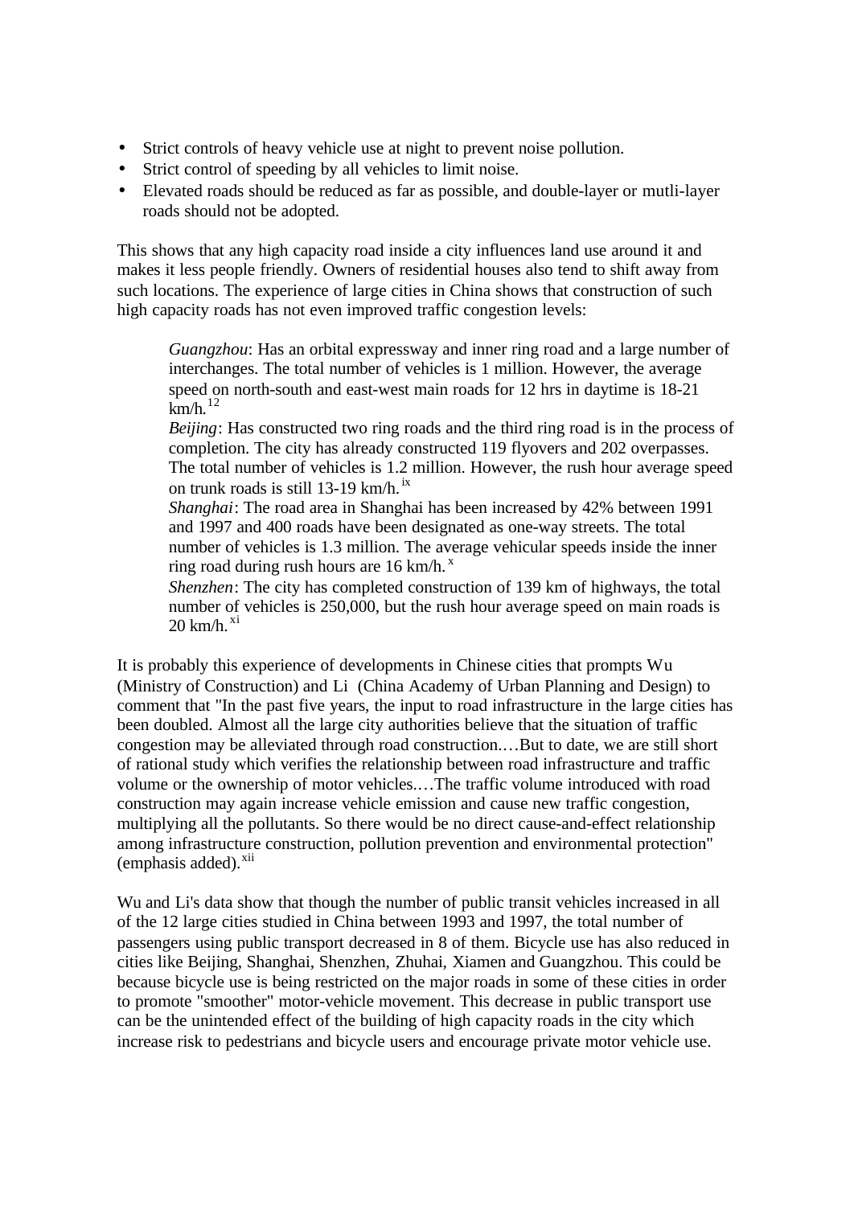- Strict controls of heavy vehicle use at night to prevent noise pollution.
- Strict control of speeding by all vehicles to limit noise.
- Elevated roads should be reduced as far as possible, and double-layer or mutli-layer roads should not be adopted.

This shows that any high capacity road inside a city influences land use around it and makes it less people friendly. Owners of residential houses also tend to shift away from such locations. The experience of large cities in China shows that construction of such high capacity roads has not even improved traffic congestion levels:

> *Guangzhou*: Has an orbital expressway and inner ring road and a large number of interchanges. The total number of vehicles is 1 million. However, the average speed on north-south and east-west main roads for 12 hrs in daytime is 18-21 km/h.[12]
> *Beijing*: Has constructed two ring roads and the third ring road is in the process of completion. The city has already constructed 119 flyovers and 202 overpasses. The total number of vehicles is 1.2 million. However, the rush hour average speed on trunk roads is still 13-19 km/h.[ix]
> *Shanghai*: The road area in Shanghai has been increased by 42% between 1991 and 1997 and 400 roads have been designated as one-way streets. The total number of vehicles is 1.3 million. The average vehicular speeds inside the inner ring road during rush hours are 16 km/h.[x]
> *Shenzhen*: The city has completed construction of 139 km of highways, the total number of vehicles is 250,000, but the rush hour average speed on main roads is 20 km/h.[xi]

It is probably this experience of developments in Chinese cities that prompts Wu (Ministry of Construction) and Li (China Academy of Urban Planning and Design) to comment that "In the past five years, the input to road infrastructure in the large cities has been doubled. Almost all the large city authorities believe that the situation of traffic congestion may be alleviated through road construction.…But to date, we are still short of rational study which verifies the relationship between road infrastructure and traffic volume or the ownership of motor vehicles.…The traffic volume introduced with road construction may again increase vehicle emission and cause new traffic congestion, multiplying all the pollutants. So there would be no direct cause-and-effect relationship among infrastructure construction, pollution prevention and environmental protection" (emphasis added).[xii]

Wu and Li's data show that though the number of public transit vehicles increased in all of the 12 large cities studied in China between 1993 and 1997, the total number of passengers using public transport decreased in 8 of them. Bicycle use has also reduced in cities like Beijing, Shanghai, Shenzhen, Zhuhai, Xiamen and Guangzhou. This could be because bicycle use is being restricted on the major roads in some of these cities in order to promote "smoother" motor-vehicle movement. This decrease in public transport use can be the unintended effect of the building of high capacity roads in the city which increase risk to pedestrians and bicycle users and encourage private motor vehicle use.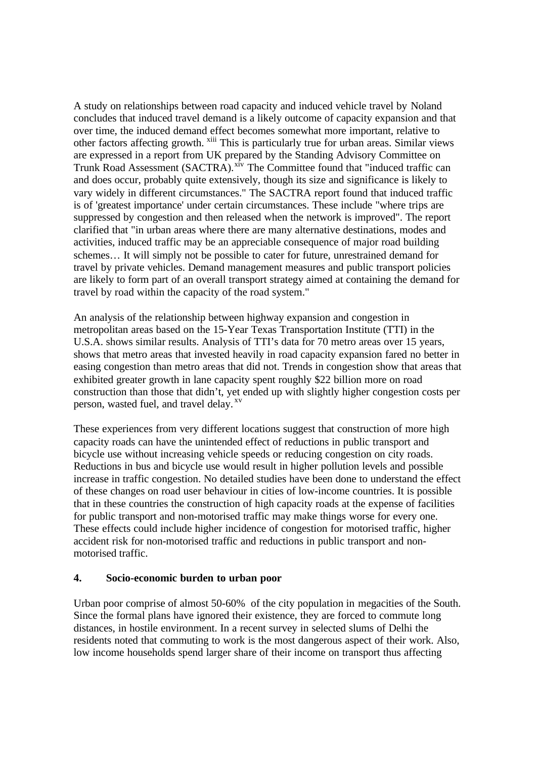A study on relationships between road capacity and induced vehicle travel by Noland concludes that induced travel demand is a likely outcome of capacity expansion and that over time, the induced demand effect becomes somewhat more important, relative to other factors affecting growth. [xiii] This is particularly true for urban areas. Similar views are expressed in a report from UK prepared by the Standing Advisory Committee on Trunk Road Assessment (SACTRA).[xiv] The Committee found that "induced traffic can and does occur, probably quite extensively, though its size and significance is likely to vary widely in different circumstances." The SACTRA report found that induced traffic is of 'greatest importance' under certain circumstances. These include "where trips are suppressed by congestion and then released when the network is improved". The report clarified that "in urban areas where there are many alternative destinations, modes and activities, induced traffic may be an appreciable consequence of major road building schemes… It will simply not be possible to cater for future, unrestrained demand for travel by private vehicles. Demand management measures and public transport policies are likely to form part of an overall transport strategy aimed at containing the demand for travel by road within the capacity of the road system."

An analysis of the relationship between highway expansion and congestion in metropolitan areas based on the 15-Year Texas Transportation Institute (TTI) in the U.S.A. shows similar results. Analysis of TTI's data for 70 metro areas over 15 years, shows that metro areas that invested heavily in road capacity expansion fared no better in easing congestion than metro areas that did not. Trends in congestion show that areas that exhibited greater growth in lane capacity spent roughly $22 billion more on road construction than those that didn't, yet ended up with slightly higher congestion costs per person, wasted fuel, and travel delay. [xv]

These experiences from very different locations suggest that construction of more high capacity roads can have the unintended effect of reductions in public transport and bicycle use without increasing vehicle speeds or reducing congestion on city roads. Reductions in bus and bicycle use would result in higher pollution levels and possible increase in traffic congestion. No detailed studies have been done to understand the effect of these changes on road user behaviour in cities of low-income countries. It is possible that in these countries the construction of high capacity roads at the expense of facilities for public transport and non-motorised traffic may make things worse for every one. These effects could include higher incidence of congestion for motorised traffic, higher accident risk for non-motorised traffic and reductions in public transport and non-motorised traffic.

## 4. Socio-economic burden to urban poor

Urban poor comprise of almost 50-60% of the city population in megacities of the South. Since the formal plans have ignored their existence, they are forced to commute long distances, in hostile environment. In a recent survey in selected slums of Delhi the residents noted that commuting to work is the most dangerous aspect of their work. Also, low income households spend larger share of their income on transport thus affecting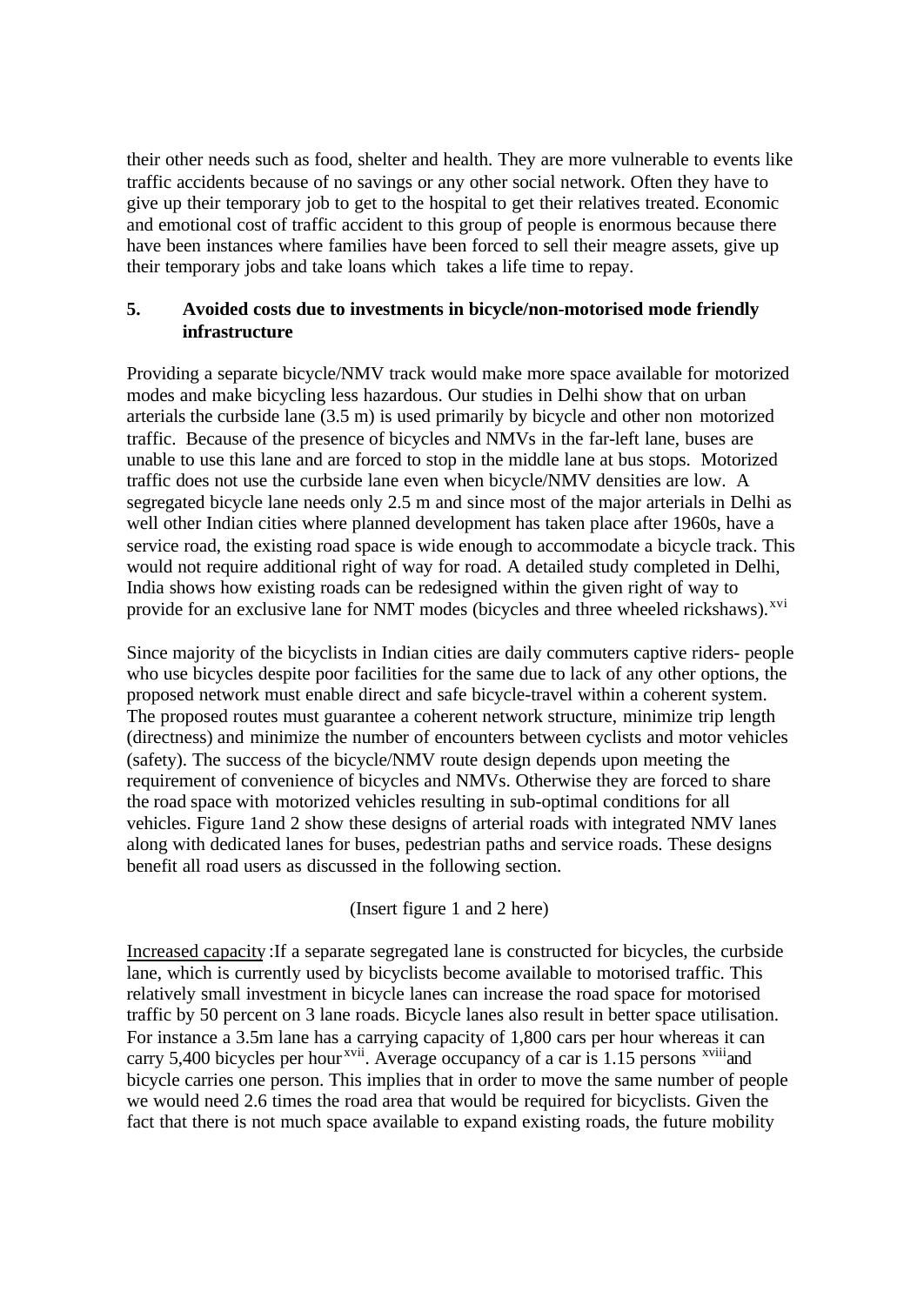their other needs such as food, shelter and health. They are more vulnerable to events like traffic accidents because of no savings or any other social network. Often they have to give up their temporary job to get to the hospital to get their relatives treated. Economic and emotional cost of traffic accident to this group of people is enormous because there have been instances where families have been forced to sell their meagre assets, give up their temporary jobs and take loans which takes a life time to repay.

## 5. Avoided costs due to investments in bicycle/non-motorised mode friendly infrastructure

Providing a separate bicycle/NMV track would make more space available for motorized modes and make bicycling less hazardous. Our studies in Delhi show that on urban arterials the curbside lane (3.5 m) is used primarily by bicycle and other non motorized traffic. Because of the presence of bicycles and NMVs in the far-left lane, buses are unable to use this lane and are forced to stop in the middle lane at bus stops. Motorized traffic does not use the curbside lane even when bicycle/NMV densities are low. A segregated bicycle lane needs only 2.5 m and since most of the major arterials in Delhi as well other Indian cities where planned development has taken place after 1960s, have a service road, the existing road space is wide enough to accommodate a bicycle track. This would not require additional right of way for road. A detailed study completed in Delhi, India shows how existing roads can be redesigned within the given right of way to provide for an exclusive lane for NMT modes (bicycles and three wheeled rickshaws).[xvi]

Since majority of the bicyclists in Indian cities are daily commuters captive riders- people who use bicycles despite poor facilities for the same due to lack of any other options, the proposed network must enable direct and safe bicycle-travel within a coherent system. The proposed routes must guarantee a coherent network structure, minimize trip length (directness) and minimize the number of encounters between cyclists and motor vehicles (safety). The success of the bicycle/NMV route design depends upon meeting the requirement of convenience of bicycles and NMVs. Otherwise they are forced to share the road space with motorized vehicles resulting in sub-optimal conditions for all vehicles. Figure 1and 2 show these designs of arterial roads with integrated NMV lanes along with dedicated lanes for buses, pedestrian paths and service roads. These designs benefit all road users as discussed in the following section.

(Insert figure 1 and 2 here)

Increased capacity :If a separate segregated lane is constructed for bicycles, the curbside lane, which is currently used by bicyclists become available to motorised traffic. This relatively small investment in bicycle lanes can increase the road space for motorised traffic by 50 percent on 3 lane roads. Bicycle lanes also result in better space utilisation. For instance a 3.5m lane has a carrying capacity of 1,800 cars per hour whereas it can carry 5,400 bicycles per hour[xvii]. Average occupancy of a car is 1.15 persons [xviii]and bicycle carries one person. This implies that in order to move the same number of people we would need 2.6 times the road area that would be required for bicyclists. Given the fact that there is not much space available to expand existing roads, the future mobility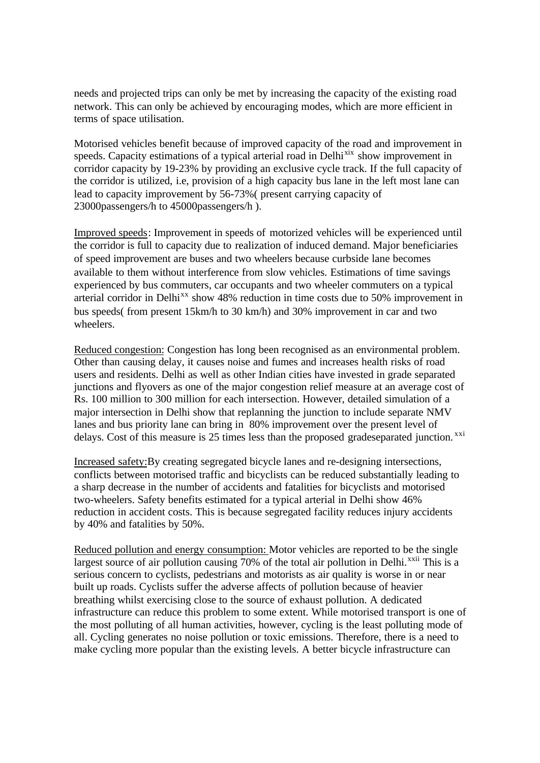needs and projected trips can only be met by increasing the capacity of the existing road network. This can only be achieved by encouraging modes, which are more efficient in terms of space utilisation.

Motorised vehicles benefit because of improved capacity of the road and improvement in speeds. Capacity estimations of a typical arterial road in Delhi[xix] show improvement in corridor capacity by 19-23% by providing an exclusive cycle track. If the full capacity of the corridor is utilized, i.e, provision of a high capacity bus lane in the left most lane can lead to capacity improvement by 56-73%( present carrying capacity of 23000passengers/h to 45000passengers/h ).

<u>Improved speeds</u>: Improvement in speeds of motorized vehicles will be experienced until the corridor is full to capacity due to realization of induced demand. Major beneficiaries of speed improvement are buses and two wheelers because curbside lane becomes available to them without interference from slow vehicles. Estimations of time savings experienced by bus commuters, car occupants and two wheeler commuters on a typical arterial corridor in Delhi[xx] show 48% reduction in time costs due to 50% improvement in bus speeds( from present 15km/h to 30 km/h) and 30% improvement in car and two wheelers.

<u>Reduced congestion:</u> Congestion has long been recognised as an environmental problem. Other than causing delay, it causes noise and fumes and increases health risks of road users and residents. Delhi as well as other Indian cities have invested in grade separated junctions and flyovers as one of the major congestion relief measure at an average cost of Rs. 100 million to 300 million for each intersection. However, detailed simulation of a major intersection in Delhi show that replanning the junction to include separate NMV lanes and bus priority lane can bring in 80% improvement over the present level of delays. Cost of this measure is 25 times less than the proposed gradeseparated junction.[xxi]

<u>Increased safety:</u>By creating segregated bicycle lanes and re-designing intersections, conflicts between motorised traffic and bicyclists can be reduced substantially leading to a sharp decrease in the number of accidents and fatalities for bicyclists and motorised two-wheelers. Safety benefits estimated for a typical arterial in Delhi show 46% reduction in accident costs. This is because segregated facility reduces injury accidents by 40% and fatalities by 50%.

<u>Reduced pollution and energy consumption:</u> Motor vehicles are reported to be the single largest source of air pollution causing 70% of the total air pollution in Delhi.[xxii] This is a serious concern to cyclists, pedestrians and motorists as air quality is worse in or near built up roads. Cyclists suffer the adverse affects of pollution because of heavier breathing whilst exercising close to the source of exhaust pollution. A dedicated infrastructure can reduce this problem to some extent. While motorised transport is one of the most polluting of all human activities, however, cycling is the least polluting mode of all. Cycling generates no noise pollution or toxic emissions. Therefore, there is a need to make cycling more popular than the existing levels. A better bicycle infrastructure can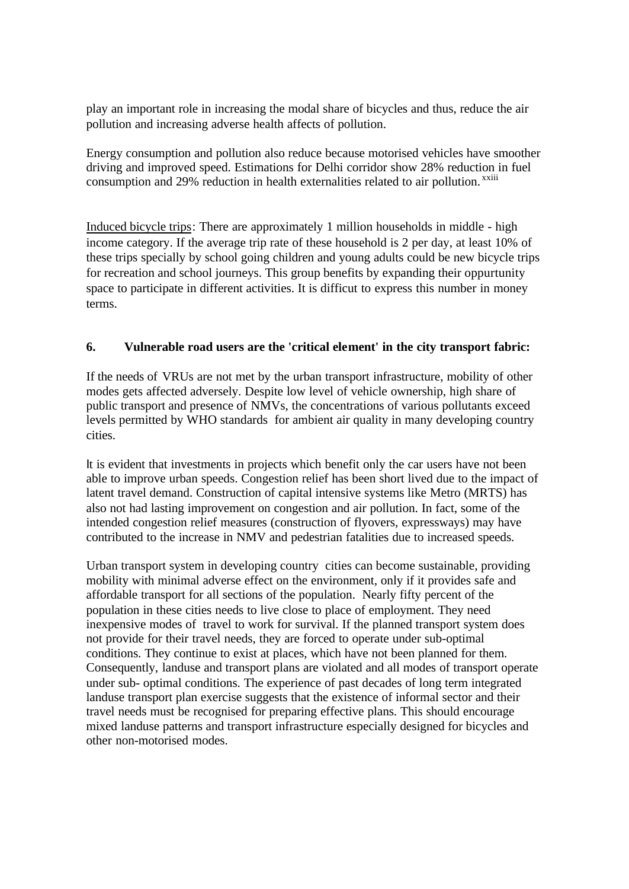play an important role in increasing the modal share of bicycles and thus, reduce the air pollution and increasing adverse health affects of pollution.

Energy consumption and pollution also reduce because motorised vehicles have smoother driving and improved speed. Estimations for Delhi corridor show 28% reduction in fuel consumption and 29% reduction in health externalities related to air pollution.[xxiii]

Induced bicycle trips: There are approximately 1 million households in middle - high income category. If the average trip rate of these household is 2 per day, at least 10% of these trips specially by school going children and young adults could be new bicycle trips for recreation and school journeys. This group benefits by expanding their oppurtunity space to participate in different activities. It is difficut to express this number in money terms.

### 6. Vulnerable road users are the 'critical element' in the city transport fabric:

If the needs of VRUs are not met by the urban transport infrastructure, mobility of other modes gets affected adversely. Despite low level of vehicle ownership, high share of public transport and presence of NMVs, the concentrations of various pollutants exceed levels permitted by WHO standards for ambient air quality in many developing country cities.

It is evident that investments in projects which benefit only the car users have not been able to improve urban speeds. Congestion relief has been short lived due to the impact of latent travel demand. Construction of capital intensive systems like Metro (MRTS) has also not had lasting improvement on congestion and air pollution. In fact, some of the intended congestion relief measures (construction of flyovers, expressways) may have contributed to the increase in NMV and pedestrian fatalities due to increased speeds.

Urban transport system in developing country cities can become sustainable, providing mobility with minimal adverse effect on the environment, only if it provides safe and affordable transport for all sections of the population. Nearly fifty percent of the population in these cities needs to live close to place of employment. They need inexpensive modes of travel to work for survival. If the planned transport system does not provide for their travel needs, they are forced to operate under sub-optimal conditions. They continue to exist at places, which have not been planned for them. Consequently, landuse and transport plans are violated and all modes of transport operate under sub- optimal conditions. The experience of past decades of long term integrated landuse transport plan exercise suggests that the existence of informal sector and their travel needs must be recognised for preparing effective plans. This should encourage mixed landuse patterns and transport infrastructure especially designed for bicycles and other non-motorised modes.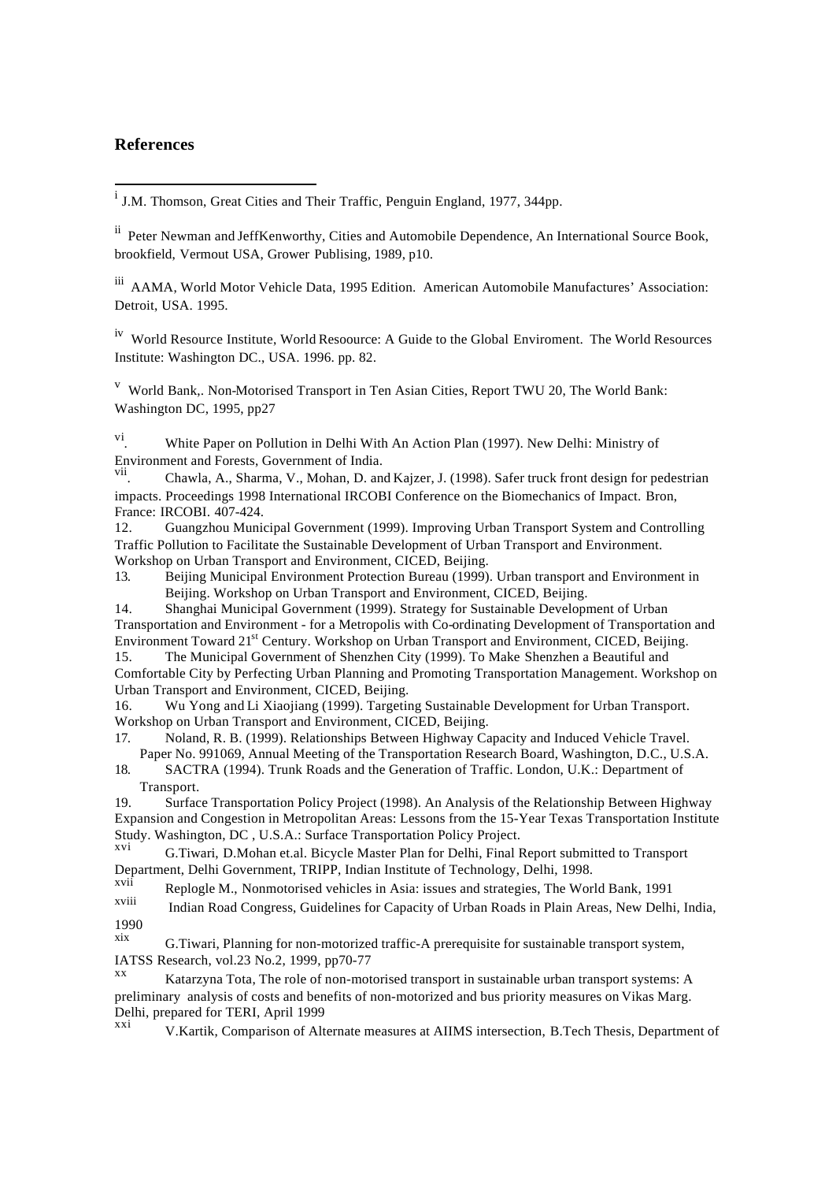## References

[i] J.M. Thomson, Great Cities and Their Traffic, Penguin England, 1977, 344pp.

[ii] Peter Newman and JeffKenworthy, Cities and Automobile Dependence, An International Source Book, brookfield, Vermout USA, Grower Publising, 1989, p10.

[iii] AAMA, World Motor Vehicle Data, 1995 Edition. American Automobile Manufactures' Association: Detroit, USA. 1995.

[iv] World Resource Institute, World Resoource: A Guide to the Global Enviroment. The World Resources Institute: Washington DC., USA. 1996. pp. 82.

[v] World Bank,. Non-Motorised Transport in Ten Asian Cities, Report TWU 20, The World Bank: Washington DC, 1995, pp27

[vi]. White Paper on Pollution in Delhi With An Action Plan (1997). New Delhi: Ministry of Environment and Forests, Government of India.

[vii]. Chawla, A., Sharma, V., Mohan, D. and Kajzer, J. (1998). Safer truck front design for pedestrian impacts. Proceedings 1998 International IRCOBI Conference on the Biomechanics of Impact. Bron, France: IRCOBI. 407-424.

12. Guangzhou Municipal Government (1999). Improving Urban Transport System and Controlling Traffic Pollution to Facilitate the Sustainable Development of Urban Transport and Environment. Workshop on Urban Transport and Environment, CICED, Beijing.
13. Beijing Municipal Environment Protection Bureau (1999). Urban transport and Environment in Beijing. Workshop on Urban Transport and Environment, CICED, Beijing.
14. Shanghai Municipal Government (1999). Strategy for Sustainable Development of Urban Transportation and Environment - for a Metropolis with Co-ordinating Development of Transportation and Environment Toward 21st Century. Workshop on Urban Transport and Environment, CICED, Beijing.
15. The Municipal Government of Shenzhen City (1999). To Make Shenzhen a Beautiful and Comfortable City by Perfecting Urban Planning and Promoting Transportation Management. Workshop on Urban Transport and Environment, CICED, Beijing.
16. Wu Yong and Li Xiaojiang (1999). Targeting Sustainable Development for Urban Transport. Workshop on Urban Transport and Environment, CICED, Beijing.
17. Noland, R. B. (1999). Relationships Between Highway Capacity and Induced Vehicle Travel. Paper No. 991069, Annual Meeting of the Transportation Research Board, Washington, D.C., U.S.A.
18. SACTRA (1994). Trunk Roads and the Generation of Traffic. London, U.K.: Department of Transport.
19. Surface Transportation Policy Project (1998). An Analysis of the Relationship Between Highway Expansion and Congestion in Metropolitan Areas: Lessons from the 15-Year Texas Transportation Institute Study. Washington, DC , U.S.A.: Surface Transportation Policy Project.

[xvi] G.Tiwari, D.Mohan et.al. Bicycle Master Plan for Delhi, Final Report submitted to Transport Department, Delhi Government, TRIPP, Indian Institute of Technology, Delhi, 1998.

[xvii] Replogle M., Nonmotorised vehicles in Asia: issues and strategies, The World Bank, 1991

[xviii] Indian Road Congress, Guidelines for Capacity of Urban Roads in Plain Areas, New Delhi, India, 1990

[xix] G.Tiwari, Planning for non-motorized traffic-A prerequisite for sustainable transport system, IATSS Research, vol.23 No.2, 1999, pp70-77

[xx] Katarzyna Tota, The role of non-motorised transport in sustainable urban transport systems: A preliminary analysis of costs and benefits of non-motorized and bus priority measures on Vikas Marg. Delhi, prepared for TERI, April 1999

[xxi] V.Kartik, Comparison of Alternate measures at AIIMS intersection, B.Tech Thesis, Department of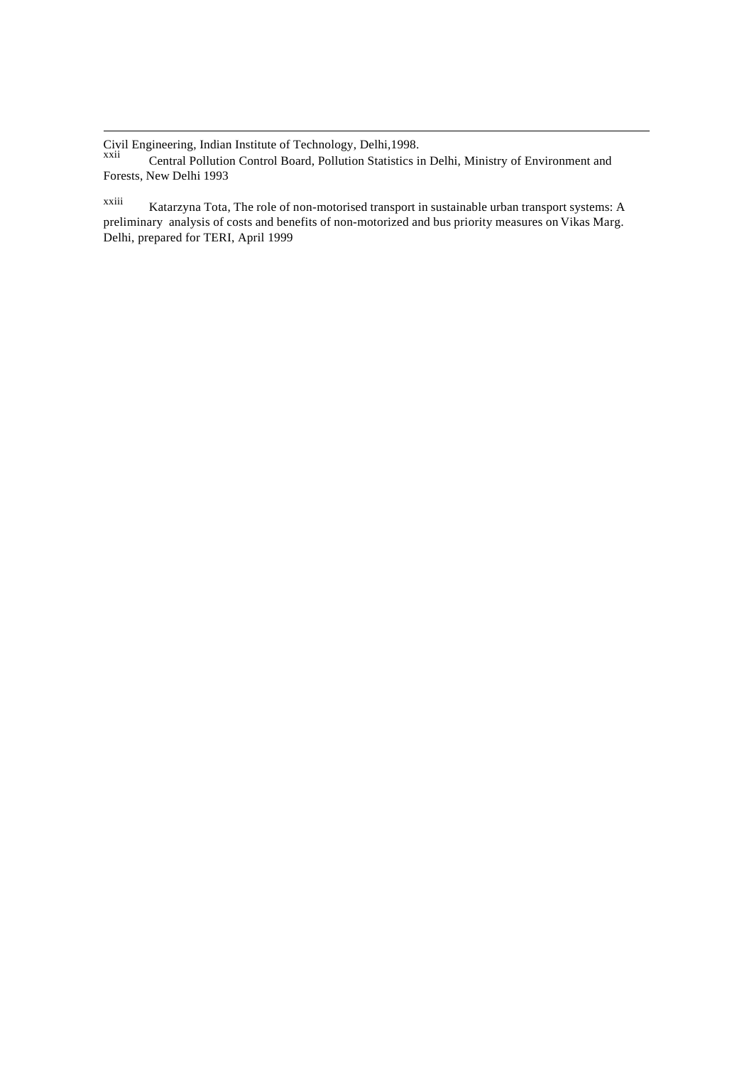Civil Engineering, Indian Institute of Technology, Delhi,1998.

[xxii] Central Pollution Control Board, Pollution Statistics in Delhi, Ministry of Environment and Forests, New Delhi 1993

[xxiii] Katarzyna Tota, The role of non-motorised transport in sustainable urban transport systems: A preliminary analysis of costs and benefits of non-motorized and bus priority measures on Vikas Marg. Delhi, prepared for TERI, April 1999